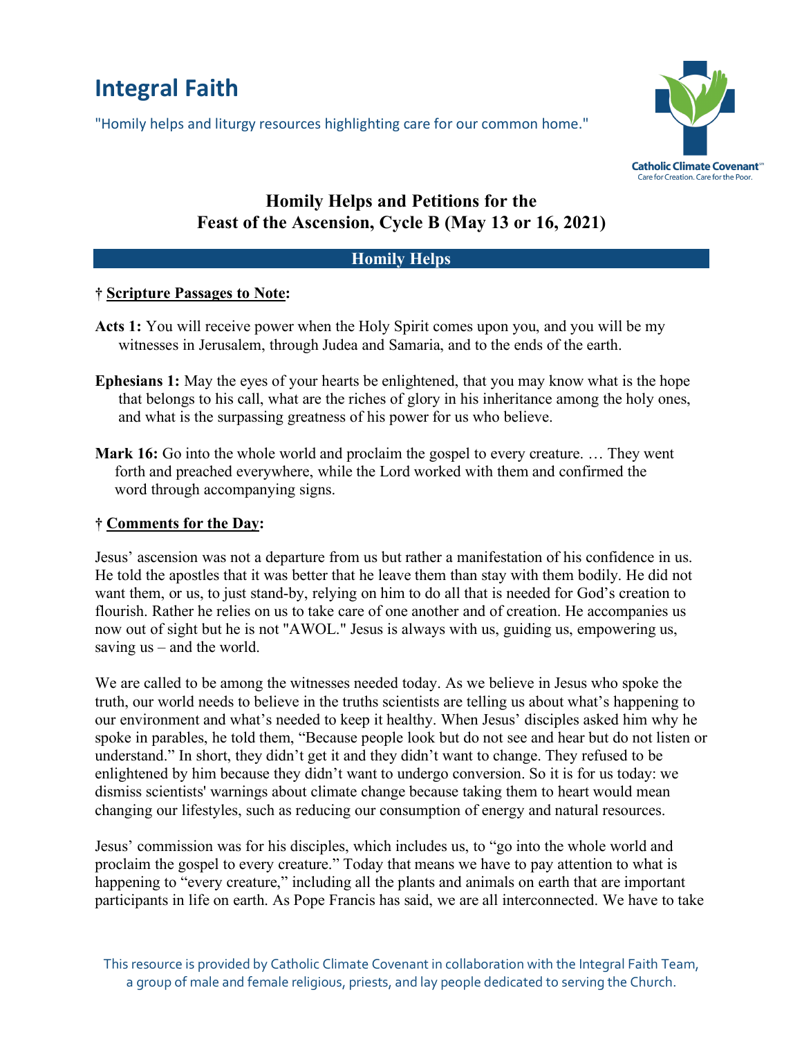# Integral Faith

"Homily helps and liturgy resources highlighting care for our common home."

Catholic Climate Covenant
Care for Creation. Care for the Poor.

## Homily Helps and Petitions for the Feast of the Ascension, Cycle B (May 13 or 16, 2021)

### Homily Helps

**† Scripture Passages to Note:**

**Acts 1:** You will receive power when the Holy Spirit comes upon you, and you will be my witnesses in Jerusalem, through Judea and Samaria, and to the ends of the earth.

**Ephesians 1:** May the eyes of your hearts be enlightened, that you may know what is the hope that belongs to his call, what are the riches of glory in his inheritance among the holy ones, and what is the surpassing greatness of his power for us who believe.

**Mark 16:** Go into the whole world and proclaim the gospel to every creature. … They went forth and preached everywhere, while the Lord worked with them and confirmed the word through accompanying signs.

**† Comments for the Day:**

Jesus' ascension was not a departure from us but rather a manifestation of his confidence in us. He told the apostles that it was better that he leave them than stay with them bodily. He did not want them, or us, to just stand-by, relying on him to do all that is needed for God's creation to flourish. Rather he relies on us to take care of one another and of creation. He accompanies us now out of sight but he is not "AWOL." Jesus is always with us, guiding us, empowering us, saving us – and the world.

We are called to be among the witnesses needed today. As we believe in Jesus who spoke the truth, our world needs to believe in the truths scientists are telling us about what's happening to our environment and what's needed to keep it healthy. When Jesus' disciples asked him why he spoke in parables, he told them, "Because people look but do not see and hear but do not listen or understand." In short, they didn't get it and they didn't want to change. They refused to be enlightened by him because they didn't want to undergo conversion. So it is for us today: we dismiss scientists' warnings about climate change because taking them to heart would mean changing our lifestyles, such as reducing our consumption of energy and natural resources.

Jesus' commission was for his disciples, which includes us, to "go into the whole world and proclaim the gospel to every creature." Today that means we have to pay attention to what is happening to "every creature," including all the plants and animals on earth that are important participants in life on earth. As Pope Francis has said, we are all interconnected. We have to take

This resource is provided by Catholic Climate Covenant in collaboration with the Integral Faith Team, a group of male and female religious, priests, and lay people dedicated to serving the Church.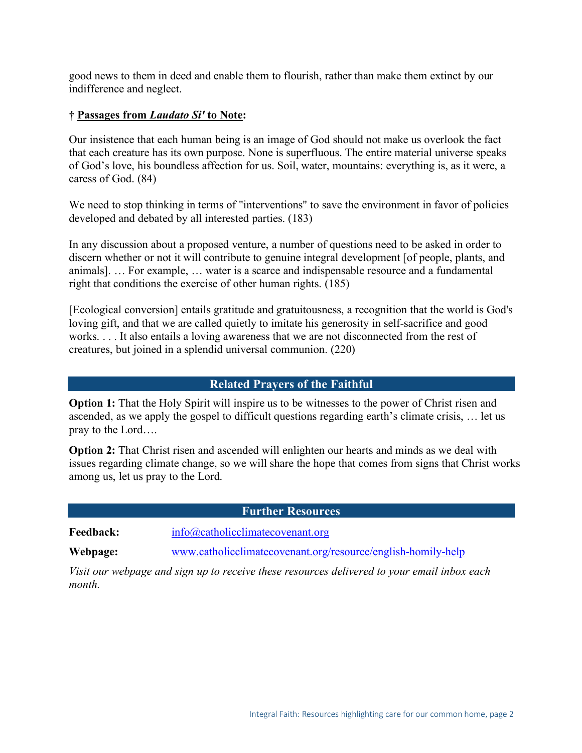good news to them in deed and enable them to flourish, rather than make them extinct by our indifference and neglect.

**† <u>Passages from *Laudato Si'* to Note</u>:**

Our insistence that each human being is an image of God should not make us overlook the fact that each creature has its own purpose. None is superfluous. The entire material universe speaks of God's love, his boundless affection for us. Soil, water, mountains: everything is, as it were, a caress of God. (84)

We need to stop thinking in terms of "interventions" to save the environment in favor of policies developed and debated by all interested parties. (183)

In any discussion about a proposed venture, a number of questions need to be asked in order to discern whether or not it will contribute to genuine integral development [of people, plants, and animals]. … For example, … water is a scarce and indispensable resource and a fundamental right that conditions the exercise of other human rights. (185)

[Ecological conversion] entails gratitude and gratuitousness, a recognition that the world is God's loving gift, and that we are called quietly to imitate his generosity in self-sacrifice and good works. . . . It also entails a loving awareness that we are not disconnected from the rest of creatures, but joined in a splendid universal communion. (220)

## Related Prayers of the Faithful

**Option 1:** That the Holy Spirit will inspire us to be witnesses to the power of Christ risen and ascended, as we apply the gospel to difficult questions regarding earth's climate crisis, … let us pray to the Lord….

**Option 2:** That Christ risen and ascended will enlighten our hearts and minds as we deal with issues regarding climate change, so we will share the hope that comes from signs that Christ works among us, let us pray to the Lord.

## Further Resources

**Feedback:** info@catholicclimatecovenant.org

**Webpage:** www.catholicclimatecovenant.org/resource/english-homily-help

*Visit our webpage and sign up to receive these resources delivered to your email inbox each month.*